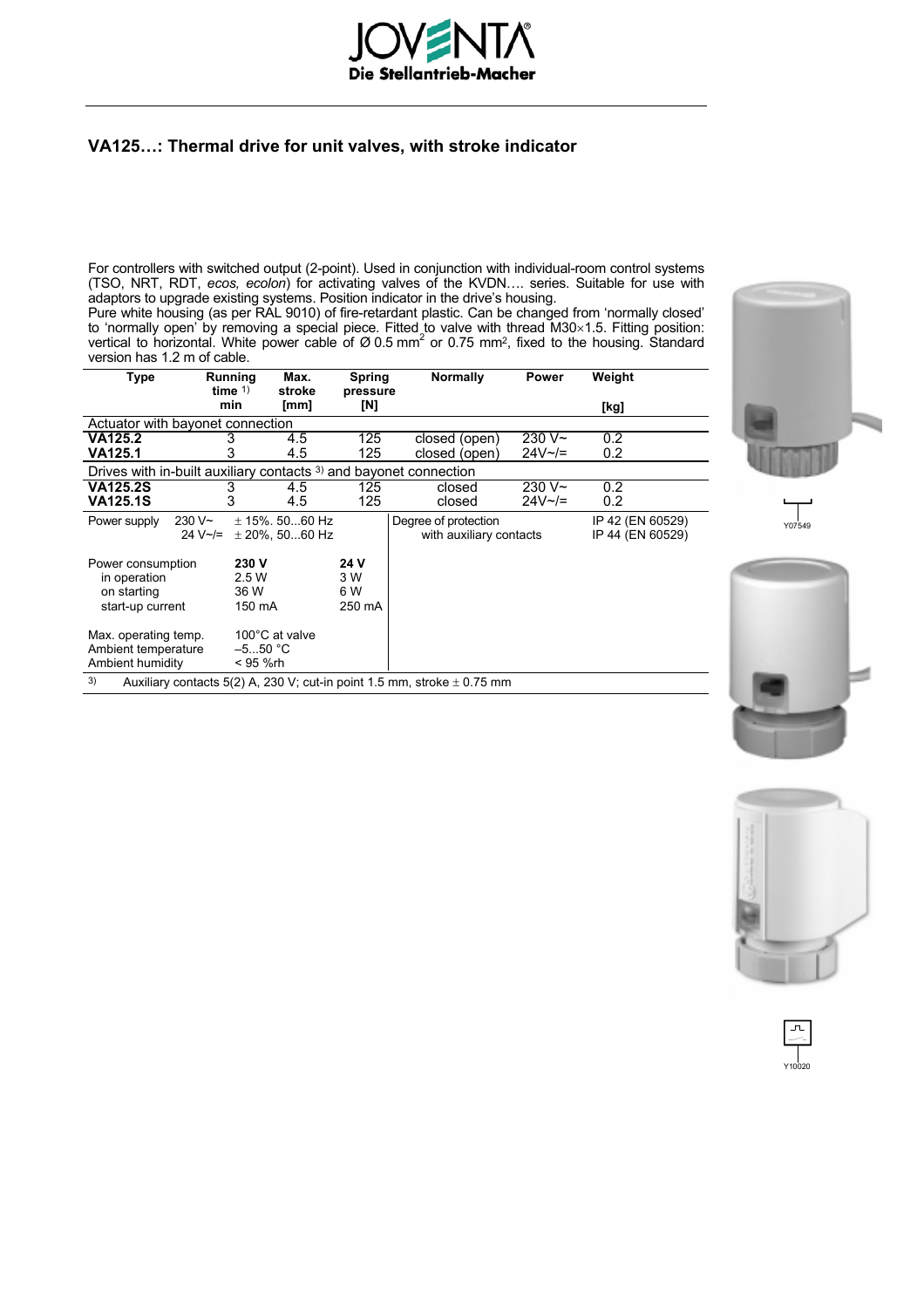# VA125…: Thermal drive for unit valves, with stroke indicator

For controllers with switched output (2-point). Used in conjunction with individual-room control systems (TSO, NRT, RDT, *ecos, ecolon*) for activating valves of the KVDN…. series. Suitable for use with adaptors to upgrade existing systems. Position indicator in the drive's housing.
Pure white housing (as per RAL 9010) of fire-retardant plastic. Can be changed from 'normally closed' to 'normally open' by removing a special piece. Fitted to valve with thread M30×1.5. Fitting position: vertical to horizontal. White power cable of Ø 0.5 mm² or 0.75 mm², fixed to the housing. Standard version has 1.2 m of cable.

| Type | Running time [1] min | Max. stroke [mm] | Spring pressure [N] | Normally | Power | Weight [kg] |
|---|---|---|---|---|---|---|
| Actuator with bayonet connection | | | | | | |
| **VA125.2** | 3 | 4.5 | 125 | closed (open) | 230 V~ | 0.2 |
| **VA125.1** | 3 | 4.5 | 125 | closed (open) | 24V~/= | 0.2 |
| Drives with in-built auxiliary contacts [3] and bayonet connection | | | | | | |
| **VA125.2S** | 3 | 4.5 | 125 | closed | 230 V~ | 0.2 |
| **VA125.1S** | 3 | 4.5 | 125 | closed | 24V~/= | 0.2 |

| Power supply | | |
|---|---|---|
| 230 V~ | ± 15%. 50...60 Hz | |
| 24 V~/= | ± 20%, 50...60 Hz | |

| Power consumption | **230 V** | **24 V** |
|---|---|---|
| in operation | 2.5 W | 3 W |
| on starting | 36 W | 6 W |
| start-up current | 150 mA | 250 mA |

| | |
|---|---|
| Max. operating temp. | 100°C at valve |
| Ambient temperature | –5...50 °C |
| Ambient humidity | < 95 %rh |

| Degree of protection | IP 42 (EN 60529) |
|---|---|
| with auxiliary contacts | IP 44 (EN 60529) |

[3] Auxiliary contacts 5(2) A, 230 V; cut-in point 1.5 mm, stroke ± 0.75 mm

Y07549

Y10020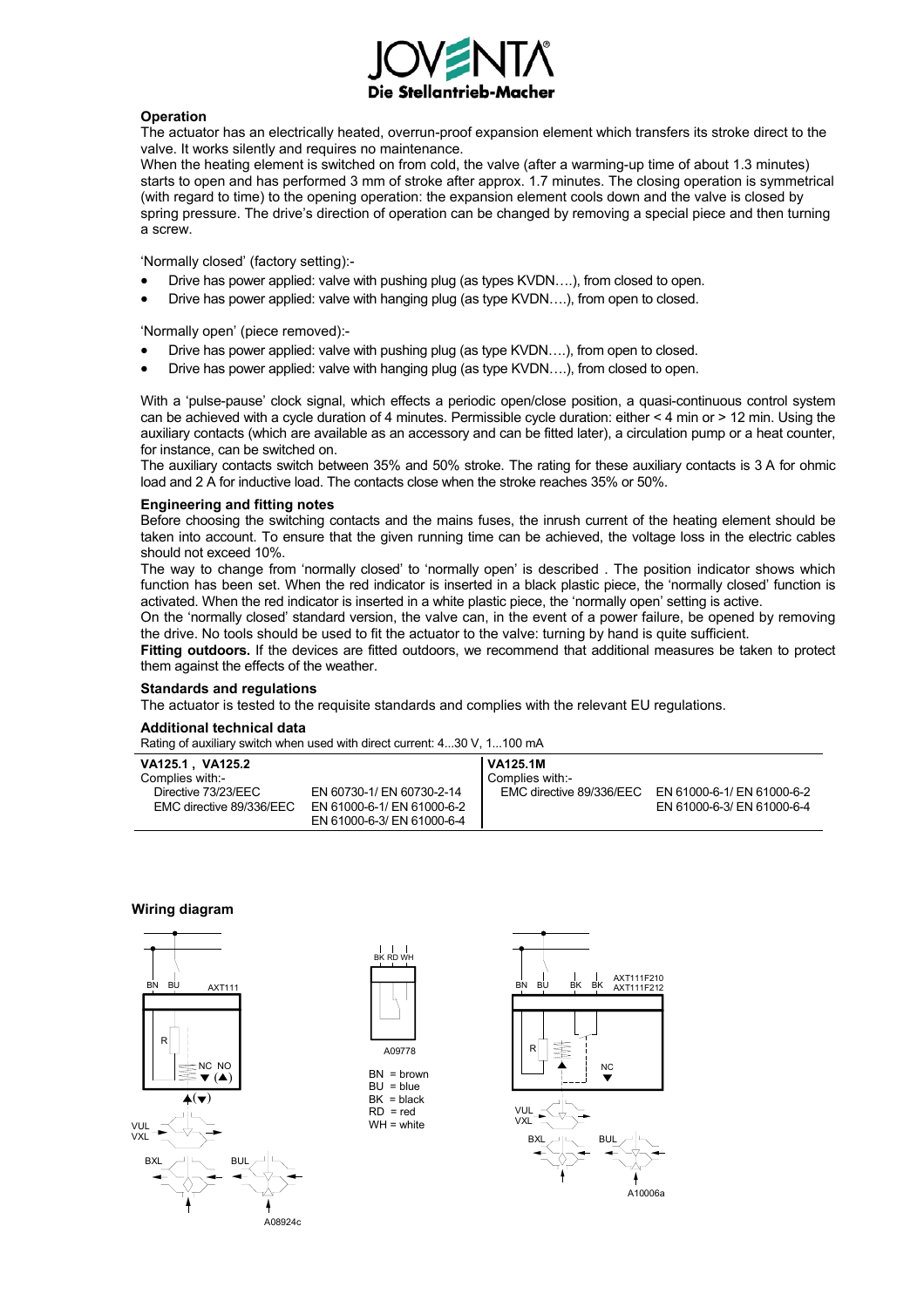**Operation**

The actuator has an electrically heated, overrun-proof expansion element which transfers its stroke direct to the valve. It works silently and requires no maintenance.

When the heating element is switched on from cold, the valve (after a warming-up time of about 1.3 minutes) starts to open and has performed 3 mm of stroke after approx. 1.7 minutes. The closing operation is symmetrical (with regard to time) to the opening operation: the expansion element cools down and the valve is closed by spring pressure. The drive's direction of operation can be changed by removing a special piece and then turning a screw.

'Normally closed' (factory setting):-

- Drive has power applied: valve with pushing plug (as types KVDN….), from closed to open.
- Drive has power applied: valve with hanging plug (as type KVDN….), from open to closed.

'Normally open' (piece removed):-

- Drive has power applied: valve with pushing plug (as type KVDN….), from open to closed.
- Drive has power applied: valve with hanging plug (as type KVDN….), from closed to open.

With a 'pulse-pause' clock signal, which effects a periodic open/close position, a quasi-continuous control system can be achieved with a cycle duration of 4 minutes. Permissible cycle duration: either < 4 min or > 12 min. Using the auxiliary contacts (which are available as an accessory and can be fitted later), a circulation pump or a heat counter, for instance, can be switched on.

The auxiliary contacts switch between 35% and 50% stroke. The rating for these auxiliary contacts is 3 A for ohmic load and 2 A for inductive load. The contacts close when the stroke reaches 35% or 50%.

**Engineering and fitting notes**

Before choosing the switching contacts and the mains fuses, the inrush current of the heating element should be taken into account. To ensure that the given running time can be achieved, the voltage loss in the electric cables should not exceed 10%.

The way to change from 'normally closed' to 'normally open' is described . The position indicator shows which function has been set. When the red indicator is inserted in a black plastic piece, the 'normally closed' function is activated. When the red indicator is inserted in a white plastic piece, the 'normally open' setting is active.

On the 'normally closed' standard version, the valve can, in the event of a power failure, be opened by removing the drive. No tools should be used to fit the actuator to the valve: turning by hand is quite sufficient.

**Fitting outdoors.** If the devices are fitted outdoors, we recommend that additional measures be taken to protect them against the effects of the weather.

**Standards and regulations**

The actuator is tested to the requisite standards and complies with the relevant EU regulations.

**Additional technical data**

Rating of auxiliary switch when used with direct current: 4...30 V, 1...100 mA

| **VA125.1 , VA125.2** | | **VA125.1M** | |
|---|---|---|---|
| Complies with:- | | Complies with:- | |
| Directive 73/23/EEC | EN 60730-1/ EN 60730-2-14 | EMC directive 89/336/EEC | EN 61000-6-1/ EN 61000-6-2 |
| EMC directive 89/336/EEC | EN 61000-6-1/ EN 61000-6-2 | | EN 61000-6-3/ EN 61000-6-4 |
| | EN 61000-6-3/ EN 61000-6-4 | | |

**Wiring diagram**

BN = brown
BU = blue
BK = black
RD = red
WH = white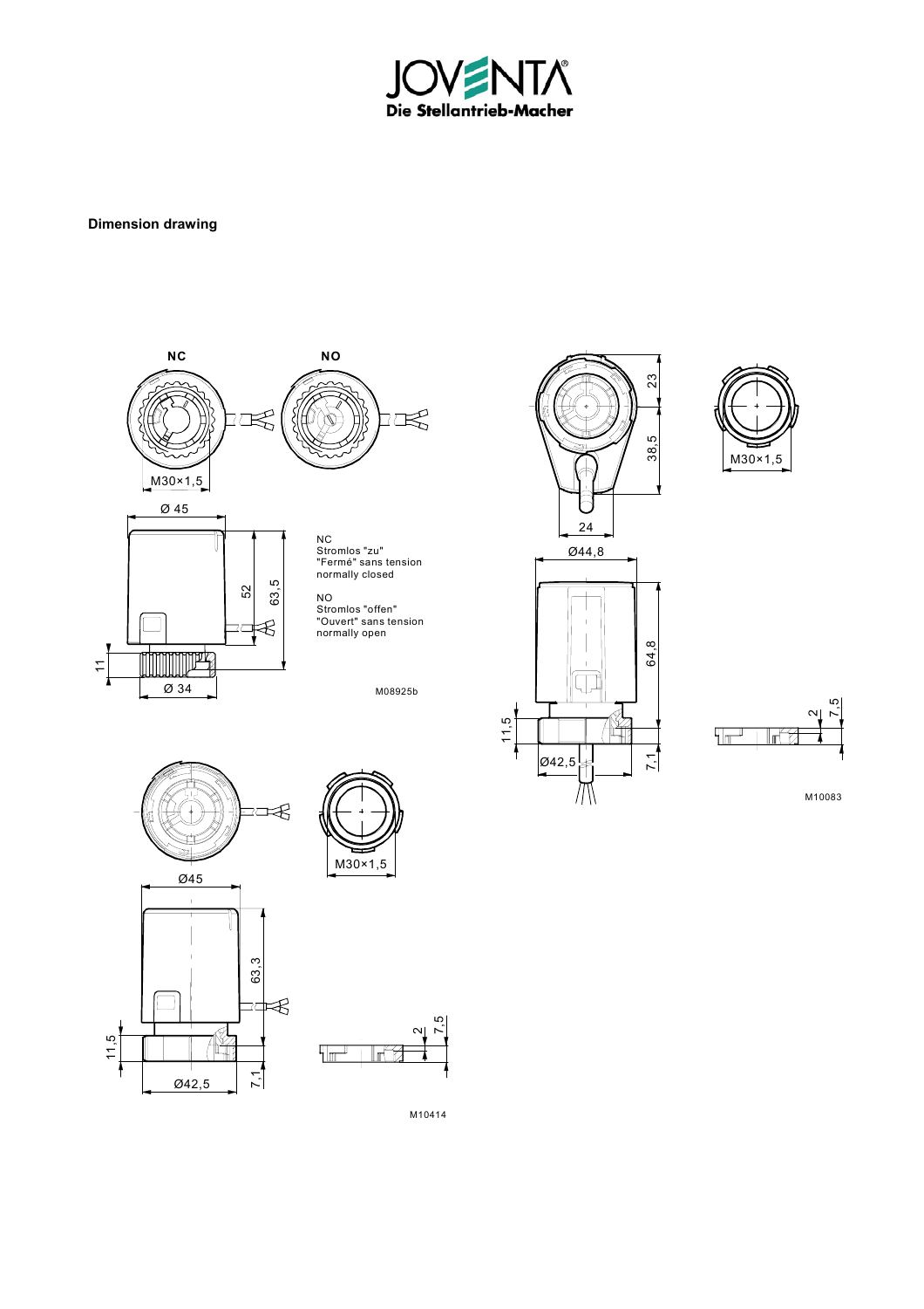# Dimension drawing

NC

NO

M30×1,5

Ø 45

52

63,5

11

Ø 34

NC
Stromlos "zu"
"Fermé" sans tension
normally closed

NO
Stromlos "offen"
"Ouvert" sans tension
normally open

M08925b

23

38,5

24

M30×1,5

Ø44,8

64,8

11,5

Ø42,5

7,1

2

7,5

M10083

M30×1,5

Ø45

63,3

11,5

Ø42,5

7,1

2

7,5

M10414